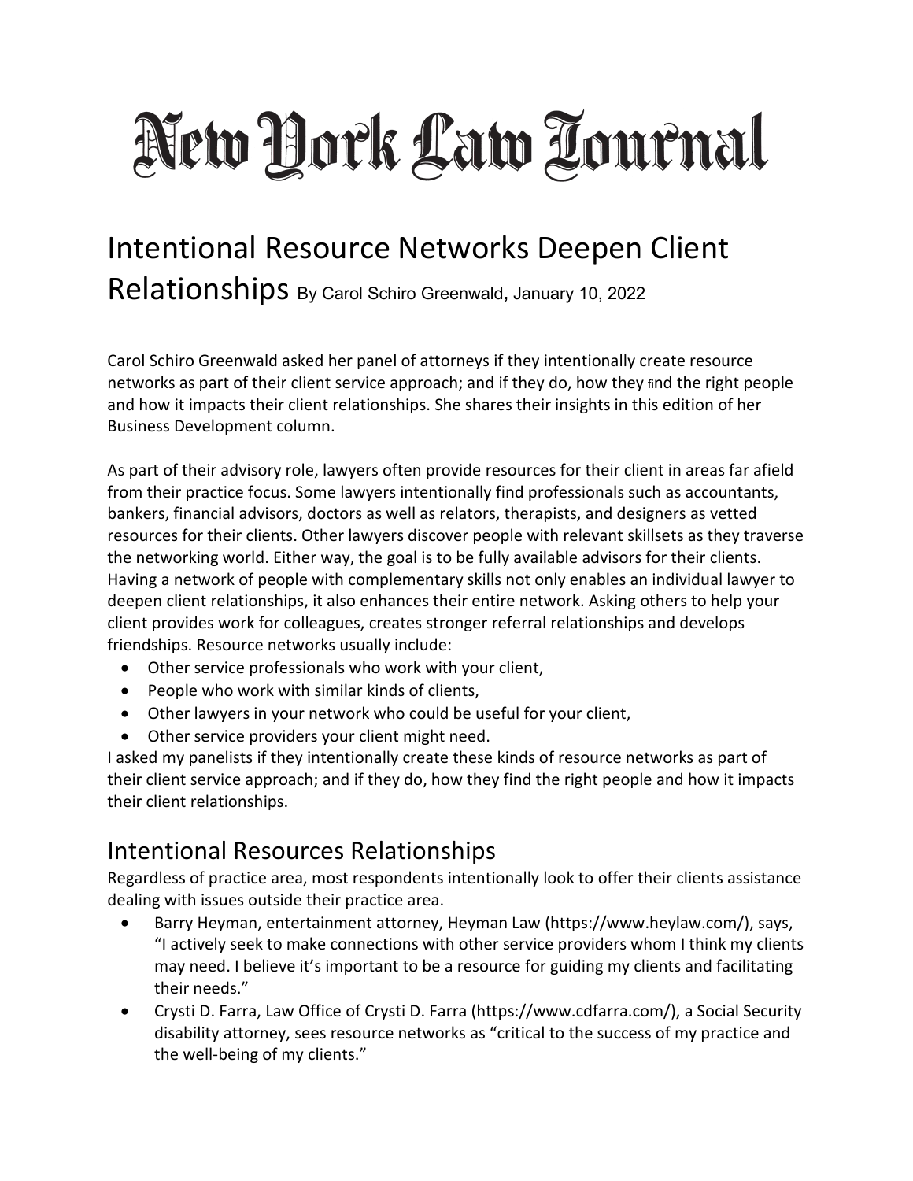# New York Law Journal

# Intentional Resource Networks Deepen Client Relationships

By Carol Schiro Greenwald, January 10, 2022

Carol Schiro Greenwald asked her panel of attorneys if they intentionally create resource networks as part of their client service approach; and if they do, how they find the right people and how it impacts their client relationships. She shares their insights in this edition of her Business Development column.

As part of their advisory role, lawyers often provide resources for their client in areas far afield from their practice focus. Some lawyers intentionally find professionals such as accountants, bankers, financial advisors, doctors as well as relators, therapists, and designers as vetted resources for their clients. Other lawyers discover people with relevant skillsets as they traverse the networking world. Either way, the goal is to be fully available advisors for their clients. Having a network of people with complementary skills not only enables an individual lawyer to deepen client relationships, it also enhances their entire network. Asking others to help your client provides work for colleagues, creates stronger referral relationships and develops friendships. Resource networks usually include:

- Other service professionals who work with your client,
- People who work with similar kinds of clients,
- Other lawyers in your network who could be useful for your client,
- Other service providers your client might need.

I asked my panelists if they intentionally create these kinds of resource networks as part of their client service approach; and if they do, how they find the right people and how it impacts their client relationships.

## Intentional Resources Relationships

Regardless of practice area, most respondents intentionally look to offer their clients assistance dealing with issues outside their practice area.

- Barry Heyman, entertainment attorney, Heyman Law (https://www.heylaw.com/), says, "I actively seek to make connections with other service providers whom I think my clients may need. I believe it's important to be a resource for guiding my clients and facilitating their needs."
- Crysti D. Farra, Law Office of Crysti D. Farra (https://www.cdfarra.com/), a Social Security disability attorney, sees resource networks as "critical to the success of my practice and the well-being of my clients."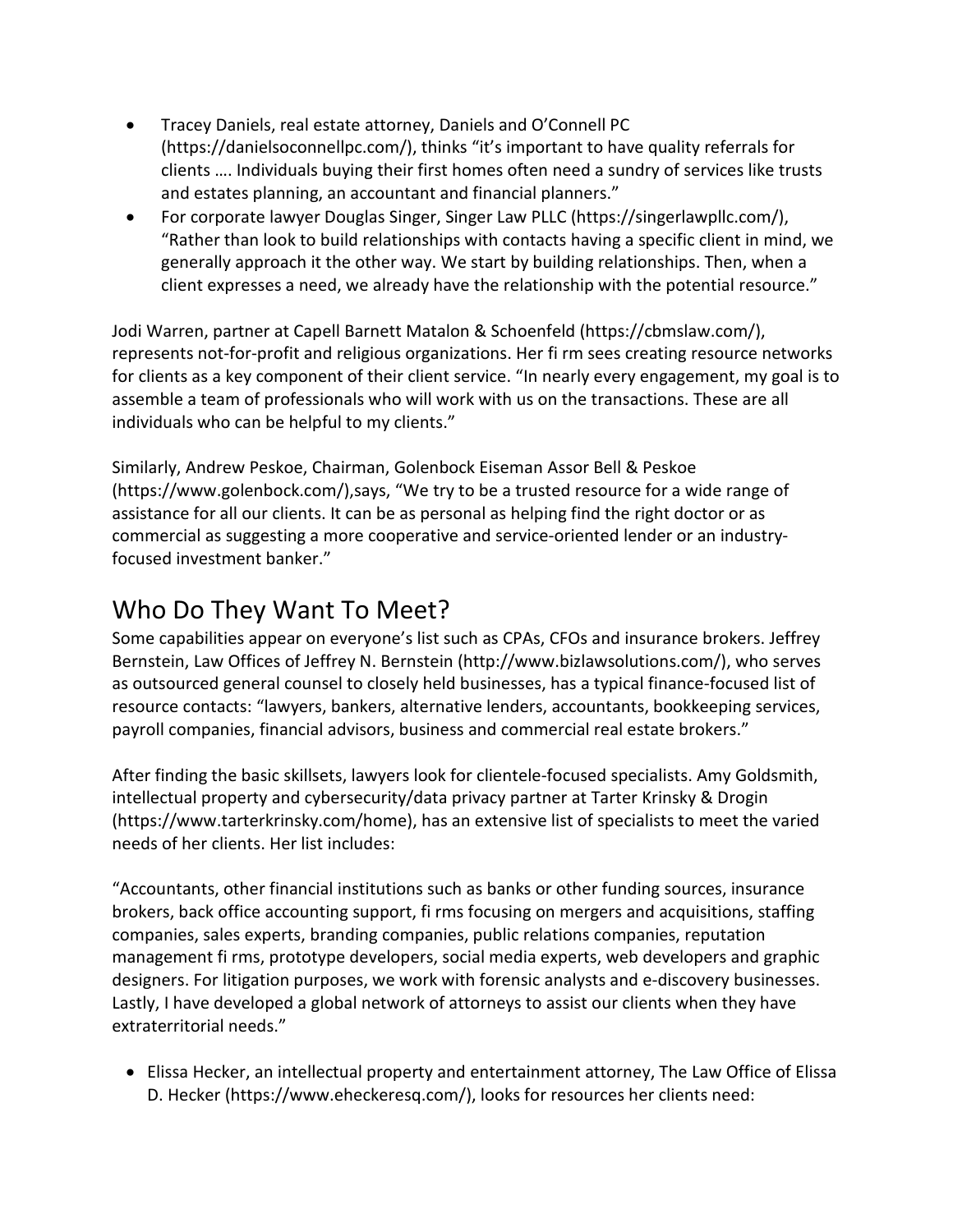- Tracey Daniels, real estate attorney, Daniels and O'Connell PC (https://danielsoconnellpc.com/), thinks "it's important to have quality referrals for clients …. Individuals buying their first homes often need a sundry of services like trusts and estates planning, an accountant and financial planners."
- For corporate lawyer Douglas Singer, Singer Law PLLC (https://singerlawpllc.com/), "Rather than look to build relationships with contacts having a specific client in mind, we generally approach it the other way. We start by building relationships. Then, when a client expresses a need, we already have the relationship with the potential resource."

Jodi Warren, partner at Capell Barnett Matalon & Schoenfeld (https://cbmslaw.com/), represents not-for-profit and religious organizations. Her fi rm sees creating resource networks for clients as a key component of their client service. "In nearly every engagement, my goal is to assemble a team of professionals who will work with us on the transactions. These are all individuals who can be helpful to my clients."

Similarly, Andrew Peskoe, Chairman, Golenbock Eiseman Assor Bell & Peskoe (https://www.golenbock.com/),says, "We try to be a trusted resource for a wide range of assistance for all our clients. It can be as personal as helping find the right doctor or as commercial as suggesting a more cooperative and service-oriented lender or an industry-focused investment banker."

## Who Do They Want To Meet?

Some capabilities appear on everyone's list such as CPAs, CFOs and insurance brokers. Jeffrey Bernstein, Law Offices of Jeffrey N. Bernstein (http://www.bizlawsolutions.com/), who serves as outsourced general counsel to closely held businesses, has a typical finance-focused list of resource contacts: "lawyers, bankers, alternative lenders, accountants, bookkeeping services, payroll companies, financial advisors, business and commercial real estate brokers."

After finding the basic skillsets, lawyers look for clientele-focused specialists. Amy Goldsmith, intellectual property and cybersecurity/data privacy partner at Tarter Krinsky & Drogin (https://www.tarterkrinsky.com/home), has an extensive list of specialists to meet the varied needs of her clients. Her list includes:

"Accountants, other financial institutions such as banks or other funding sources, insurance brokers, back office accounting support, fi rms focusing on mergers and acquisitions, staffing companies, sales experts, branding companies, public relations companies, reputation management fi rms, prototype developers, social media experts, web developers and graphic designers. For litigation purposes, we work with forensic analysts and e-discovery businesses. Lastly, I have developed a global network of attorneys to assist our clients when they have extraterritorial needs."

- Elissa Hecker, an intellectual property and entertainment attorney, The Law Office of Elissa D. Hecker (https://www.eheckeresq.com/), looks for resources her clients need: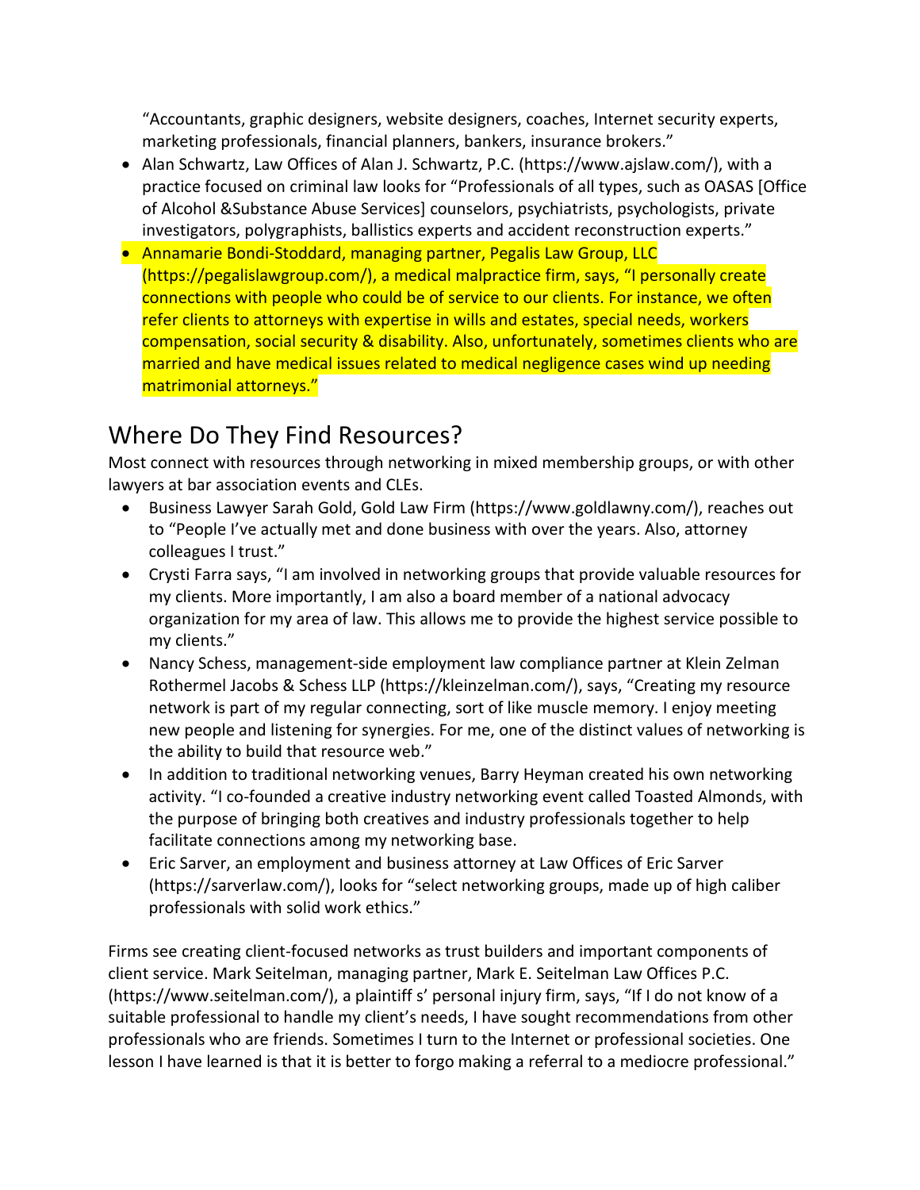"Accountants, graphic designers, website designers, coaches, Internet security experts, marketing professionals, financial planners, bankers, insurance brokers."

- Alan Schwartz, Law Offices of Alan J. Schwartz, P.C. (https://www.ajslaw.com/), with a practice focused on criminal law looks for "Professionals of all types, such as OASAS [Office of Alcohol &Substance Abuse Services] counselors, psychiatrists, psychologists, private investigators, polygraphists, ballistics experts and accident reconstruction experts."
- Annamarie Bondi-Stoddard, managing partner, Pegalis Law Group, LLC (https://pegalislawgroup.com/), a medical malpractice firm, says, "I personally create connections with people who could be of service to our clients. For instance, we often refer clients to attorneys with expertise in wills and estates, special needs, workers compensation, social security & disability. Also, unfortunately, sometimes clients who are married and have medical issues related to medical negligence cases wind up needing matrimonial attorneys."

## Where Do They Find Resources?

Most connect with resources through networking in mixed membership groups, or with other lawyers at bar association events and CLEs.

- Business Lawyer Sarah Gold, Gold Law Firm (https://www.goldlawny.com/), reaches out to "People I've actually met and done business with over the years. Also, attorney colleagues I trust."
- Crysti Farra says, "I am involved in networking groups that provide valuable resources for my clients. More importantly, I am also a board member of a national advocacy organization for my area of law. This allows me to provide the highest service possible to my clients."
- Nancy Schess, management-side employment law compliance partner at Klein Zelman Rothermel Jacobs & Schess LLP (https://kleinzelman.com/), says, "Creating my resource network is part of my regular connecting, sort of like muscle memory. I enjoy meeting new people and listening for synergies. For me, one of the distinct values of networking is the ability to build that resource web."
- In addition to traditional networking venues, Barry Heyman created his own networking activity. "I co-founded a creative industry networking event called Toasted Almonds, with the purpose of bringing both creatives and industry professionals together to help facilitate connections among my networking base.
- Eric Sarver, an employment and business attorney at Law Offices of Eric Sarver (https://sarverlaw.com/), looks for "select networking groups, made up of high caliber professionals with solid work ethics."

Firms see creating client-focused networks as trust builders and important components of client service. Mark Seitelman, managing partner, Mark E. Seitelman Law Offices P.C. (https://www.seitelman.com/), a plaintiff s' personal injury firm, says, "If I do not know of a suitable professional to handle my client's needs, I have sought recommendations from other professionals who are friends. Sometimes I turn to the Internet or professional societies. One lesson I have learned is that it is better to forgo making a referral to a mediocre professional."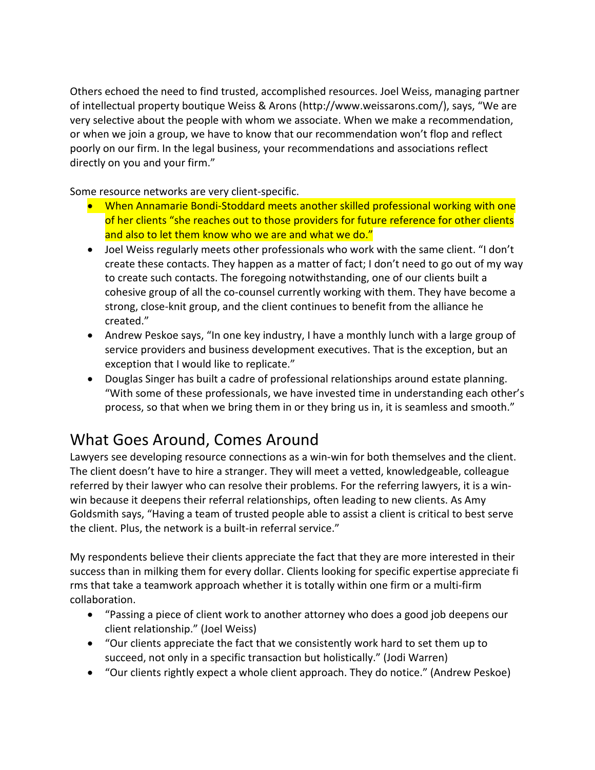Others echoed the need to find trusted, accomplished resources. Joel Weiss, managing partner of intellectual property boutique Weiss & Arons (http://www.weissarons.com/), says, "We are very selective about the people with whom we associate. When we make a recommendation, or when we join a group, we have to know that our recommendation won't flop and reflect poorly on our firm. In the legal business, your recommendations and associations reflect directly on you and your firm."

Some resource networks are very client-specific.

- When Annamarie Bondi-Stoddard meets another skilled professional working with one of her clients "she reaches out to those providers for future reference for other clients and also to let them know who we are and what we do."
- Joel Weiss regularly meets other professionals who work with the same client. "I don't create these contacts. They happen as a matter of fact; I don't need to go out of my way to create such contacts. The foregoing notwithstanding, one of our clients built a cohesive group of all the co-counsel currently working with them. They have become a strong, close-knit group, and the client continues to benefit from the alliance he created."
- Andrew Peskoe says, "In one key industry, I have a monthly lunch with a large group of service providers and business development executives. That is the exception, but an exception that I would like to replicate."
- Douglas Singer has built a cadre of professional relationships around estate planning. "With some of these professionals, we have invested time in understanding each other's process, so that when we bring them in or they bring us in, it is seamless and smooth."

## What Goes Around, Comes Around

Lawyers see developing resource connections as a win-win for both themselves and the client. The client doesn't have to hire a stranger. They will meet a vetted, knowledgeable, colleague referred by their lawyer who can resolve their problems. For the referring lawyers, it is a win-win because it deepens their referral relationships, often leading to new clients. As Amy Goldsmith says, "Having a team of trusted people able to assist a client is critical to best serve the client. Plus, the network is a built-in referral service."

My respondents believe their clients appreciate the fact that they are more interested in their success than in milking them for every dollar. Clients looking for specific expertise appreciate fi rms that take a teamwork approach whether it is totally within one firm or a multi-firm collaboration.

- "Passing a piece of client work to another attorney who does a good job deepens our client relationship." (Joel Weiss)
- "Our clients appreciate the fact that we consistently work hard to set them up to succeed, not only in a specific transaction but holistically." (Jodi Warren)
- "Our clients rightly expect a whole client approach. They do notice." (Andrew Peskoe)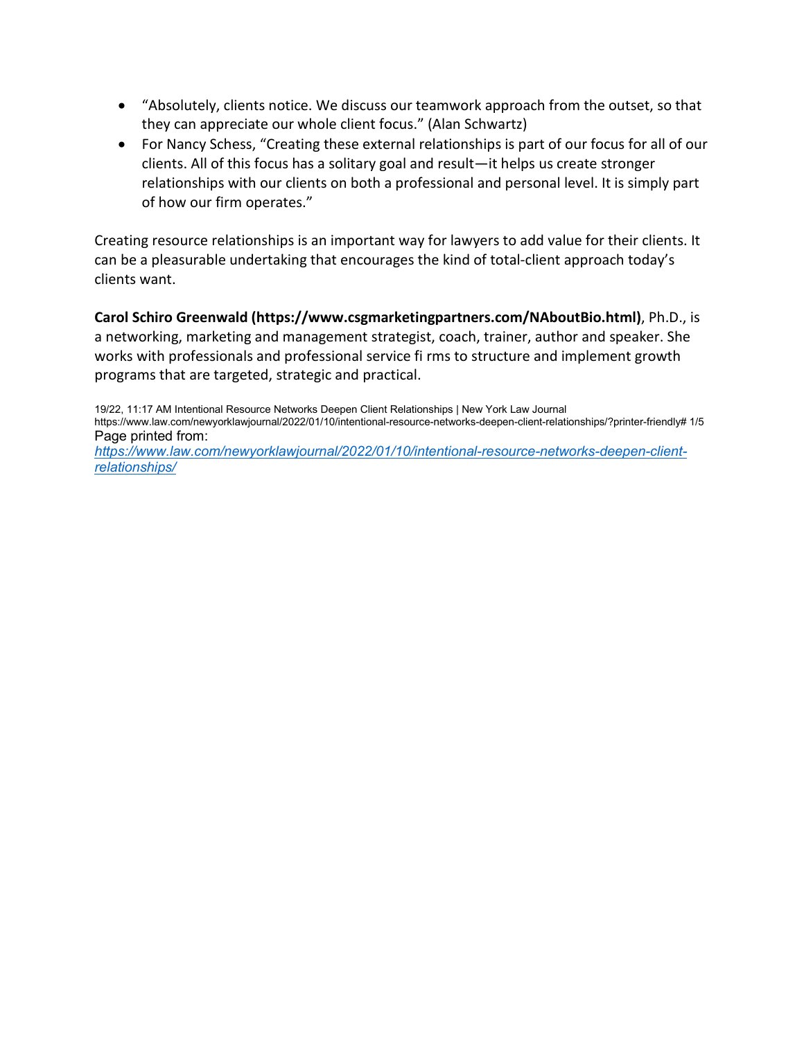- "Absolutely, clients notice. We discuss our teamwork approach from the outset, so that they can appreciate our whole client focus." (Alan Schwartz)
- For Nancy Schess, "Creating these external relationships is part of our focus for all of our clients. All of this focus has a solitary goal and result—it helps us create stronger relationships with our clients on both a professional and personal level. It is simply part of how our firm operates."

Creating resource relationships is an important way for lawyers to add value for their clients. It can be a pleasurable undertaking that encourages the kind of total-client approach today's clients want.

**Carol Schiro Greenwald (https://www.csgmarketingpartners.com/NAboutBio.html)**, Ph.D., is a networking, marketing and management strategist, coach, trainer, author and speaker. She works with professionals and professional service fi rms to structure and implement growth programs that are targeted, strategic and practical.

Page printed from:
*https://www.law.com/newyorklawjournal/2022/01/10/intentional-resource-networks-deepen-client-relationships/*